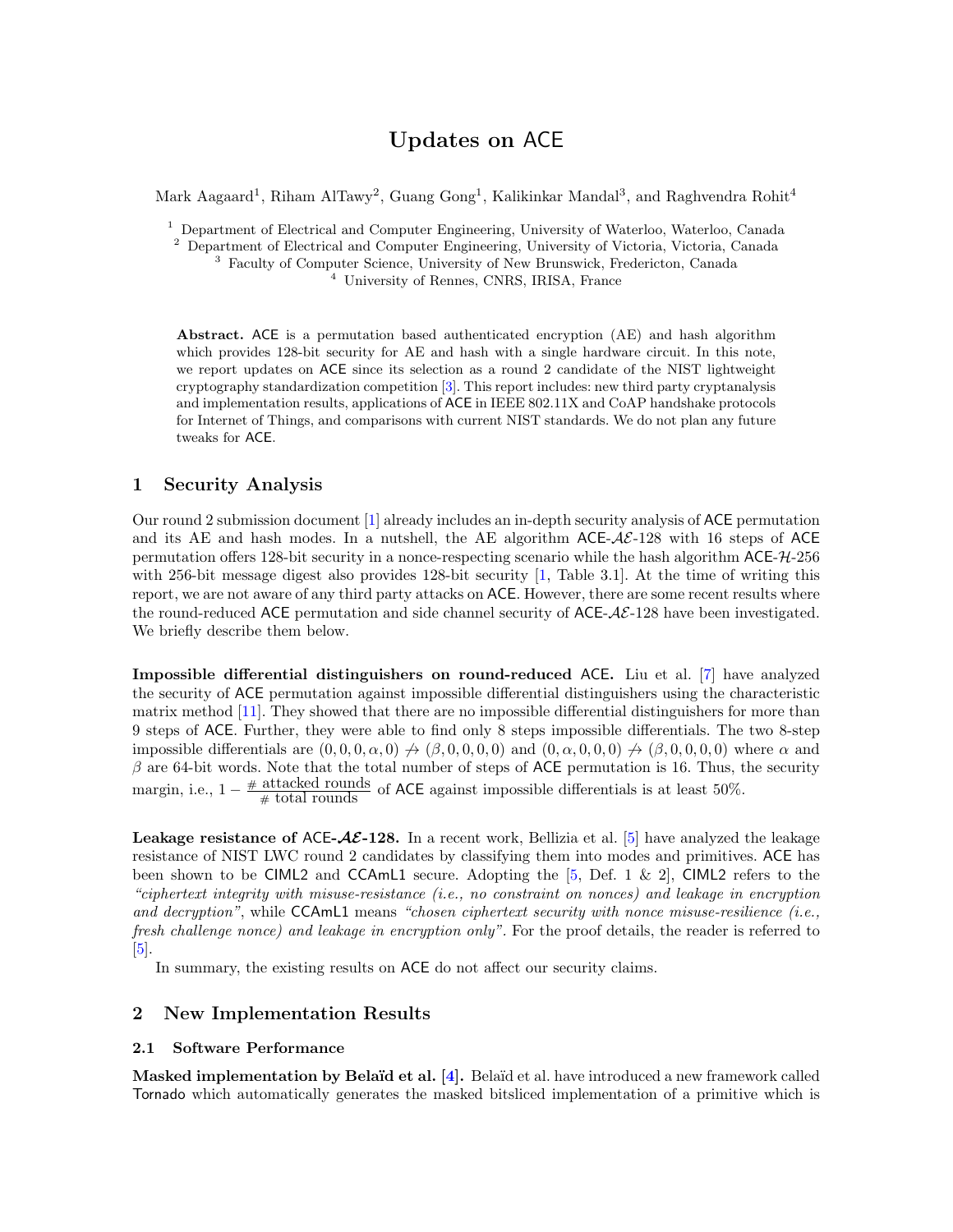# Updates on ACE

Mark Aagaard[1], Riham AlTawy[2], Guang Gong[1], Kalikinkar Mandal[3], and Raghvendra Rohit[4]

[1] Department of Electrical and Computer Engineering, University of Waterloo, Waterloo, Canada
[2] Department of Electrical and Computer Engineering, University of Victoria, Victoria, Canada
[3] Faculty of Computer Science, University of New Brunswick, Fredericton, Canada
[4] University of Rennes, CNRS, IRISA, France

**Abstract.** ACE is a permutation based authenticated encryption (AE) and hash algorithm which provides 128-bit security for AE and hash with a single hardware circuit. In this note, we report updates on ACE since its selection as a round 2 candidate of the NIST lightweight cryptography standardization competition [3]. This report includes: new third party cryptanalysis and implementation results, applications of ACE in IEEE 802.11X and CoAP handshake protocols for Internet of Things, and comparisons with current NIST standards. We do not plan any future tweaks for ACE.

## 1 Security Analysis

Our round 2 submission document [1] already includes an in-depth security analysis of ACE permutation and its AE and hash modes. In a nutshell, the AE algorithm ACE-$\mathcal{AE}$-128 with 16 steps of ACE permutation offers 128-bit security in a nonce-respecting scenario while the hash algorithm ACE-$\mathcal{H}$-256 with 256-bit message digest also provides 128-bit security [1, Table 3.1]. At the time of writing this report, we are not aware of any third party attacks on ACE. However, there are some recent results where the round-reduced ACE permutation and side channel security of ACE-$\mathcal{AE}$-128 have been investigated. We briefly describe them below.

**Impossible differential distinguishers on round-reduced ACE.** Liu et al. [7] have analyzed the security of ACE permutation against impossible differential distinguishers using the characteristic matrix method [11]. They showed that there are no impossible differential distinguishers for more than 9 steps of ACE. Further, they were able to find only 8 steps impossible differentials. The two 8-step impossible differentials are $(0, 0, 0, \alpha, 0) \nrightarrow (\beta, 0, 0, 0, 0)$ and $(0, \alpha, 0, 0, 0) \nrightarrow (\beta, 0, 0, 0, 0)$ where $\alpha$ and $\beta$ are 64-bit words. Note that the total number of steps of ACE permutation is 16. Thus, the security margin, i.e., $1 - \frac{\#\text{ attacked rounds}}{\#\text{ total rounds}}$ of ACE against impossible differentials is at least 50%.

**Leakage resistance of ACE-$\mathcal{AE}$-128.** In a recent work, Bellizia et al. [5] have analyzed the leakage resistance of NIST LWC round 2 candidates by classifying them into modes and primitives. ACE has been shown to be CIML2 and CCAmL1 secure. Adopting the [5, Def. 1 & 2], CIML2 refers to the *"ciphertext integrity with misuse-resistance (i.e., no constraint on nonces) and leakage in encryption and decryption"*, while CCAmL1 means *"chosen ciphertext security with nonce misuse-resilience (i.e., fresh challenge nonce) and leakage in encryption only"*. For the proof details, the reader is referred to [5].

In summary, the existing results on ACE do not affect our security claims.

## 2 New Implementation Results

### 2.1 Software Performance

**Masked implementation by Belaïd et al. [4].** Belaïd et al. have introduced a new framework called Tornado which automatically generates the masked bitsliced implementation of a primitive which is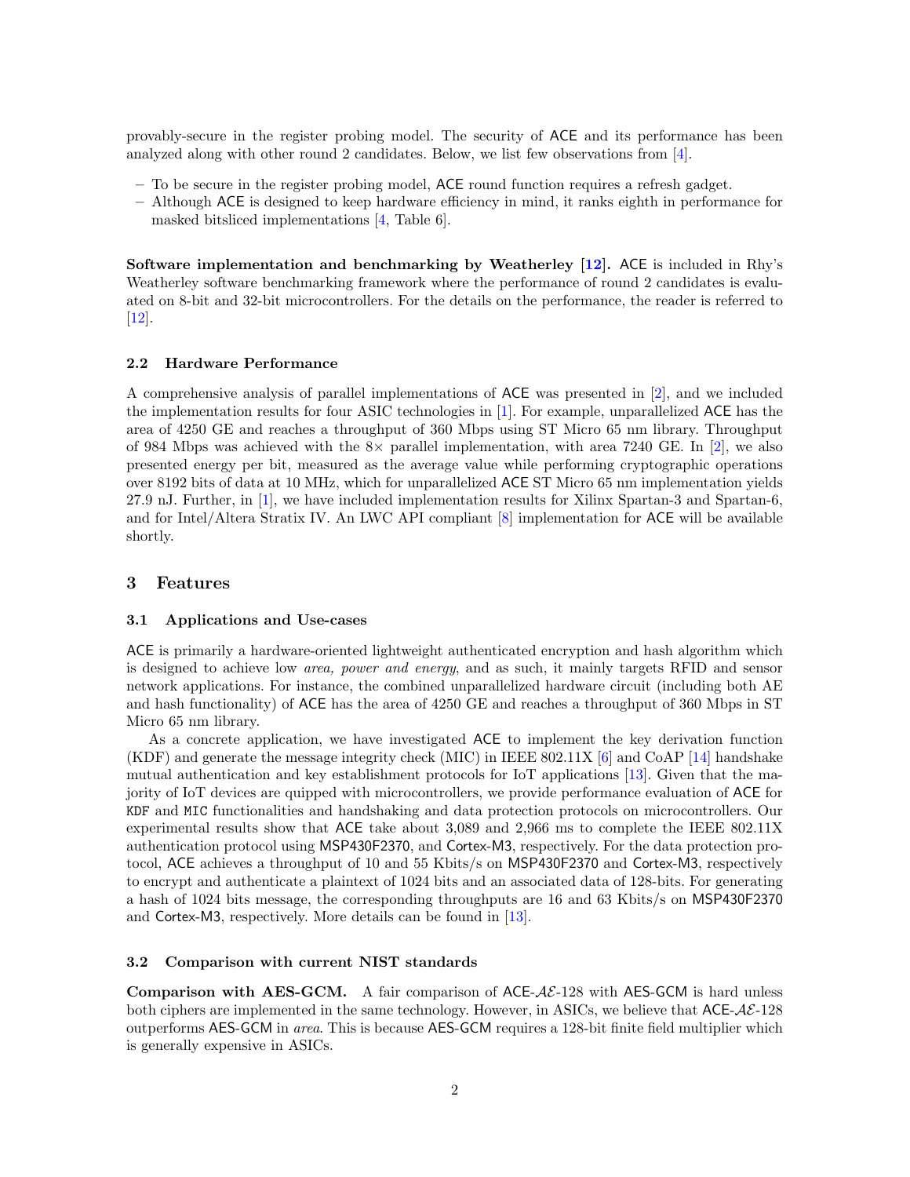provably-secure in the register probing model. The security of ACE and its performance has been analyzed along with other round 2 candidates. Below, we list few observations from [4].

- To be secure in the register probing model, ACE round function requires a refresh gadget.
- Although ACE is designed to keep hardware efficiency in mind, it ranks eighth in performance for masked bitsliced implementations [4, Table 6].

**Software implementation and benchmarking by Weatherley [12].** ACE is included in Rhy's Weatherley software benchmarking framework where the performance of round 2 candidates is evaluated on 8-bit and 32-bit microcontrollers. For the details on the performance, the reader is referred to [12].

### 2.2 Hardware Performance

A comprehensive analysis of parallel implementations of ACE was presented in [2], and we included the implementation results for four ASIC technologies in [1]. For example, unparallelized ACE has the area of 4250 GE and reaches a throughput of 360 Mbps using ST Micro 65 nm library. Throughput of 984 Mbps was achieved with the 8× parallel implementation, with area 7240 GE. In [2], we also presented energy per bit, measured as the average value while performing cryptographic operations over 8192 bits of data at 10 MHz, which for unparallelized ACE ST Micro 65 nm implementation yields 27.9 nJ. Further, in [1], we have included implementation results for Xilinx Spartan-3 and Spartan-6, and for Intel/Altera Stratix IV. An LWC API compliant [8] implementation for ACE will be available shortly.

## 3 Features

### 3.1 Applications and Use-cases

ACE is primarily a hardware-oriented lightweight authenticated encryption and hash algorithm which is designed to achieve low *area, power and energy*, and as such, it mainly targets RFID and sensor network applications. For instance, the combined unparallelized hardware circuit (including both AE and hash functionality) of ACE has the area of 4250 GE and reaches a throughput of 360 Mbps in ST Micro 65 nm library.

As a concrete application, we have investigated ACE to implement the key derivation function (KDF) and generate the message integrity check (MIC) in IEEE 802.11X [6] and CoAP [14] handshake mutual authentication and key establishment protocols for IoT applications [13]. Given that the majority of IoT devices are quipped with microcontrollers, we provide performance evaluation of ACE for `KDF` and `MIC` functionalities and handshaking and data protection protocols on microcontrollers. Our experimental results show that ACE take about 3,089 and 2,966 ms to complete the IEEE 802.11X authentication protocol using MSP430F2370, and Cortex-M3, respectively. For the data protection protocol, ACE achieves a throughput of 10 and 55 Kbits/s on MSP430F2370 and Cortex-M3, respectively to encrypt and authenticate a plaintext of 1024 bits and an associated data of 128-bits. For generating a hash of 1024 bits message, the corresponding throughputs are 16 and 63 Kbits/s on MSP430F2370 and Cortex-M3, respectively. More details can be found in [13].

### 3.2 Comparison with current NIST standards

**Comparison with AES-GCM.** A fair comparison of ACE-$\mathcal{AE}$-128 with AES-GCM is hard unless both ciphers are implemented in the same technology. However, in ASICs, we believe that ACE-$\mathcal{AE}$-128 outperforms AES-GCM in *area*. This is because AES-GCM requires a 128-bit finite field multiplier which is generally expensive in ASICs.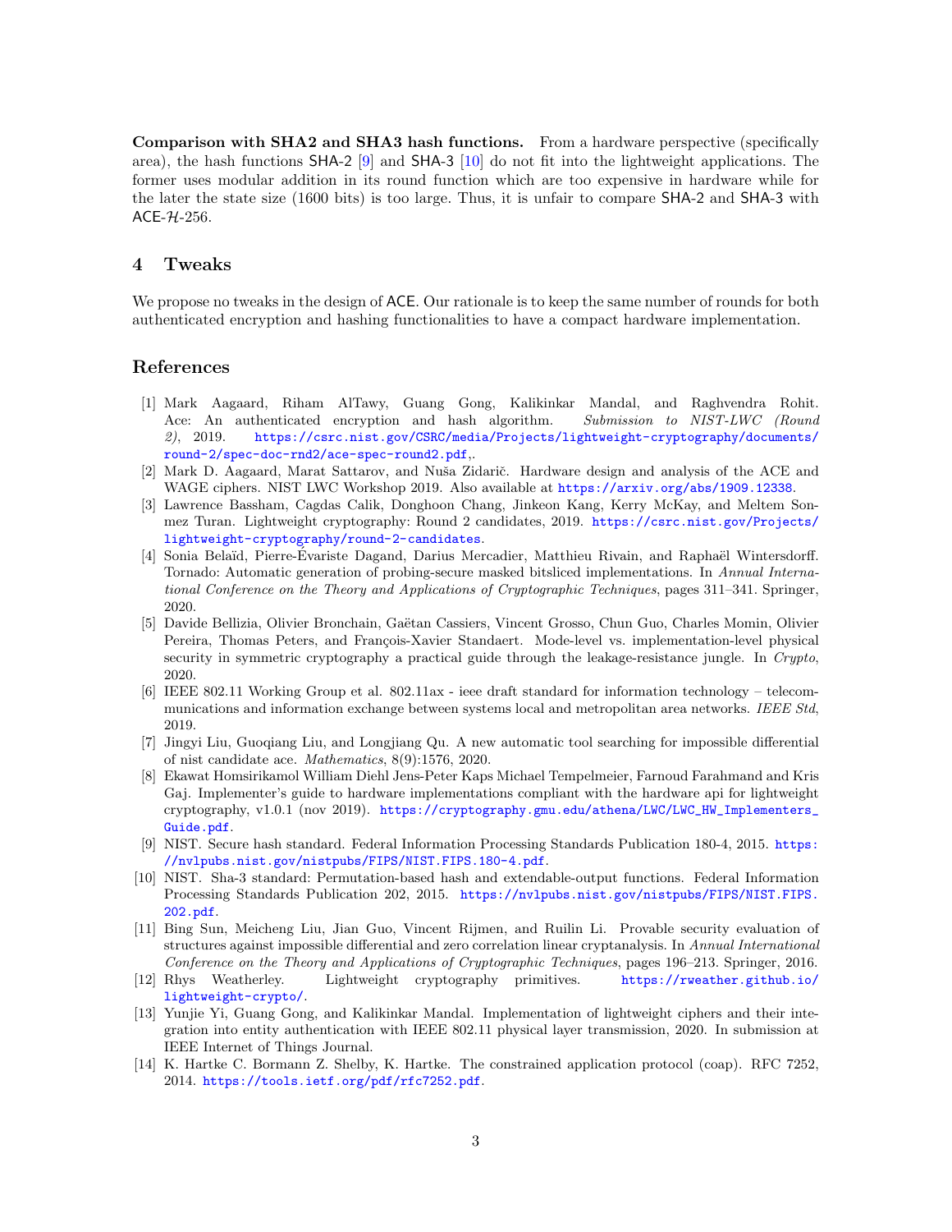**Comparison with SHA2 and SHA3 hash functions.** From a hardware perspective (specifically area), the hash functions SHA-2 [9] and SHA-3 [10] do not fit into the lightweight applications. The former uses modular addition in its round function which are too expensive in hardware while for the later the state size (1600 bits) is too large. Thus, it is unfair to compare SHA-2 and SHA-3 with ACE-$\mathcal{H}$-256.

## 4 Tweaks

We propose no tweaks in the design of ACE. Our rationale is to keep the same number of rounds for both authenticated encryption and hashing functionalities to have a compact hardware implementation.

## References

[1] Mark Aagaard, Riham AlTawy, Guang Gong, Kalikinkar Mandal, and Raghvendra Rohit. Ace: An authenticated encryption and hash algorithm. *Submission to NIST-LWC (Round 2)*, 2019. https://csrc.nist.gov/CSRC/media/Projects/lightweight-cryptography/documents/round-2/spec-doc-rnd2/ace-spec-round2.pdf,.

[2] Mark D. Aagaard, Marat Sattarov, and Nuša Zidarič. Hardware design and analysis of the ACE and WAGE ciphers. NIST LWC Workshop 2019. Also available at https://arxiv.org/abs/1909.12338.

[3] Lawrence Bassham, Cagdas Calik, Donghoon Chang, Jinkeon Kang, Kerry McKay, and Meltem Sonmez Turan. Lightweight cryptography: Round 2 candidates, 2019. https://csrc.nist.gov/Projects/lightweight-cryptography/round-2-candidates.

[4] Sonia Belaïd, Pierre-Évariste Dagand, Darius Mercadier, Matthieu Rivain, and Raphaël Wintersdorff. Tornado: Automatic generation of probing-secure masked bitsliced implementations. In *Annual International Conference on the Theory and Applications of Cryptographic Techniques*, pages 311–341. Springer, 2020.

[5] Davide Bellizia, Olivier Bronchain, Gaëtan Cassiers, Vincent Grosso, Chun Guo, Charles Momin, Olivier Pereira, Thomas Peters, and François-Xavier Standaert. Mode-level vs. implementation-level physical security in symmetric cryptography a practical guide through the leakage-resistance jungle. In *Crypto*, 2020.

[6] IEEE 802.11 Working Group et al. 802.11ax - ieee draft standard for information technology – telecommunications and information exchange between systems local and metropolitan area networks. *IEEE Std*, 2019.

[7] Jingyi Liu, Guoqiang Liu, and Longjiang Qu. A new automatic tool searching for impossible differential of nist candidate ace. *Mathematics*, 8(9):1576, 2020.

[8] Ekawat Homsirikamol William Diehl Jens-Peter Kaps Michael Tempelmeier, Farnoud Farahmand and Kris Gaj. Implementer's guide to hardware implementations compliant with the hardware api for lightweight cryptography, v1.0.1 (nov 2019). https://cryptography.gmu.edu/athena/LWC/LWC_HW_Implementers_Guide.pdf.

[9] NIST. Secure hash standard. Federal Information Processing Standards Publication 180-4, 2015. https://nvlpubs.nist.gov/nistpubs/FIPS/NIST.FIPS.180-4.pdf.

[10] NIST. Sha-3 standard: Permutation-based hash and extendable-output functions. Federal Information Processing Standards Publication 202, 2015. https://nvlpubs.nist.gov/nistpubs/FIPS/NIST.FIPS.202.pdf.

[11] Bing Sun, Meicheng Liu, Jian Guo, Vincent Rijmen, and Ruilin Li. Provable security evaluation of structures against impossible differential and zero correlation linear cryptanalysis. In *Annual International Conference on the Theory and Applications of Cryptographic Techniques*, pages 196–213. Springer, 2016.

[12] Rhys Weatherley. Lightweight cryptography primitives. https://rweather.github.io/lightweight-crypto/.

[13] Yunjie Yi, Guang Gong, and Kalikinkar Mandal. Implementation of lightweight ciphers and their integration into entity authentication with IEEE 802.11 physical layer transmission, 2020. In submission at IEEE Internet of Things Journal.

[14] K. Hartke C. Bormann Z. Shelby, K. Hartke. The constrained application protocol (coap). RFC 7252, 2014. https://tools.ietf.org/pdf/rfc7252.pdf.